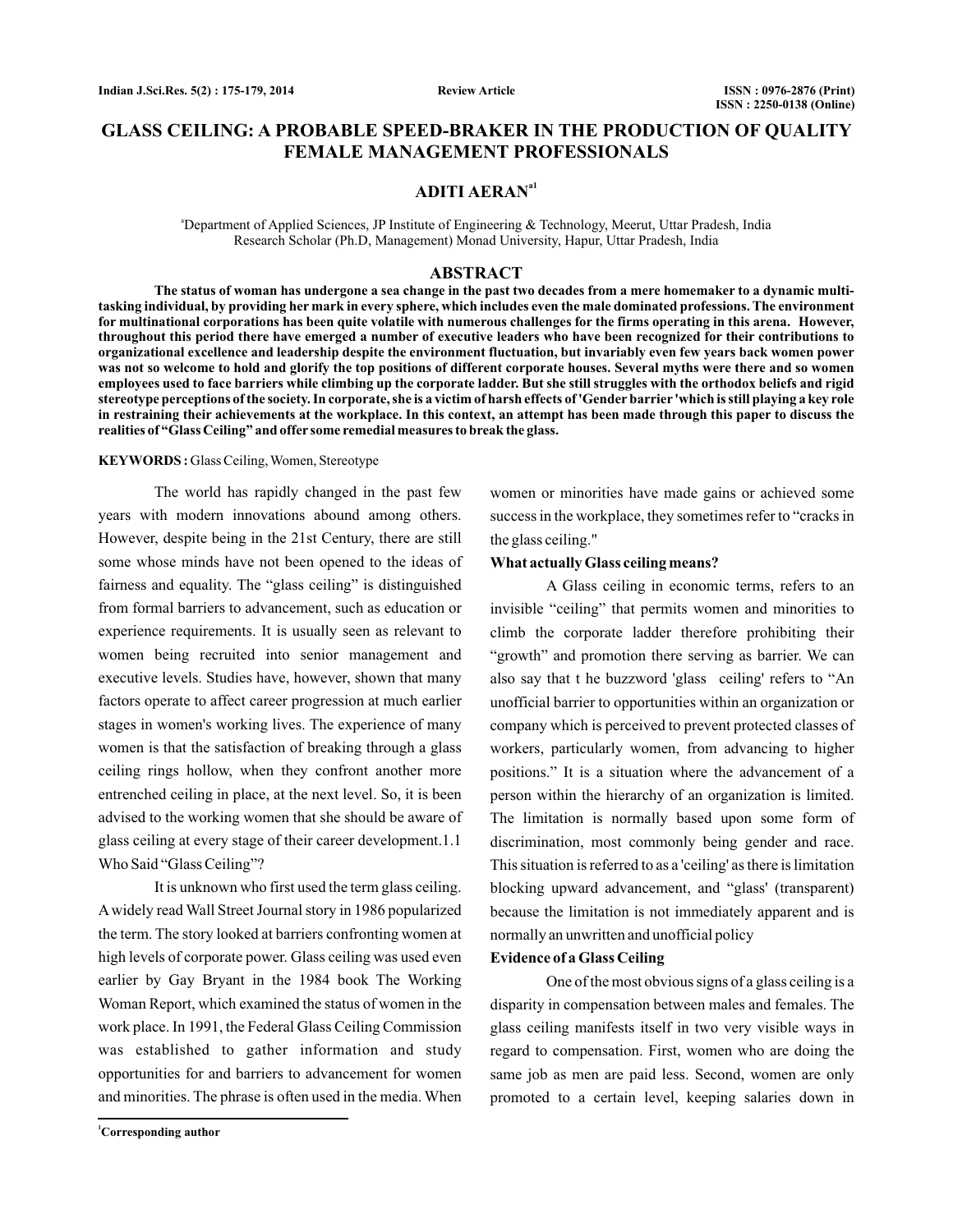# GLASS CEILING: A PROBABLE SPEED-BRAKER IN THE PRODUCTION OF QUALITY FEMALE MANAGEMENT PROFESSIONALS

**ADITI AERAN[a1]**

[a]Department of Applied Sciences, JP Institute of Engineering & Technology, Meerut, Uttar Pradesh, India
Research Scholar (Ph.D, Management) Monad University, Hapur, Uttar Pradesh, India

## ABSTRACT

**The status of woman has undergone a sea change in the past two decades from a mere homemaker to a dynamic multi-tasking individual, by providing her mark in every sphere, which includes even the male dominated professions. The environment for multinational corporations has been quite volatile with numerous challenges for the firms operating in this arena. However, throughout this period there have emerged a number of executive leaders who have been recognized for their contributions to organizational excellence and leadership despite the environment fluctuation, but invariably even few years back women power was not so welcome to hold and glorify the top positions of different corporate houses. Several myths were there and so women employees used to face barriers while climbing up the corporate ladder. But she still struggles with the orthodox beliefs and rigid stereotype perceptions of the society. In corporate, she is a victim of harsh effects of 'Gender barrier 'which is still playing a key role in restraining their achievements at the workplace. In this context, an attempt has been made through this paper to discuss the realities of "Glass Ceiling" and offer some remedial measures to break the glass.**

**KEYWORDS :** Glass Ceiling, Women, Stereotype

The world has rapidly changed in the past few years with modern innovations abound among others. However, despite being in the 21st Century, there are still some whose minds have not been opened to the ideas of fairness and equality. The "glass ceiling" is distinguished from formal barriers to advancement, such as education or experience requirements. It is usually seen as relevant to women being recruited into senior management and executive levels. Studies have, however, shown that many factors operate to affect career progression at much earlier stages in women's working lives. The experience of many women is that the satisfaction of breaking through a glass ceiling rings hollow, when they confront another more entrenched ceiling in place, at the next level. So, it is been advised to the working women that she should be aware of glass ceiling at every stage of their career development.1.1 Who Said "Glass Ceiling"?

It is unknown who first used the term glass ceiling. A widely read Wall Street Journal story in 1986 popularized the term. The story looked at barriers confronting women at high levels of corporate power. Glass ceiling was used even earlier by Gay Bryant in the 1984 book The Working Woman Report, which examined the status of women in the work place. In 1991, the Federal Glass Ceiling Commission was established to gather information and study opportunities for and barriers to advancement for women and minorities. The phrase is often used in the media. When women or minorities have made gains or achieved some success in the workplace, they sometimes refer to "cracks in the glass ceiling."

### What actually Glass ceiling means?

A Glass ceiling in economic terms, refers to an invisible "ceiling" that permits women and minorities to climb the corporate ladder therefore prohibiting their "growth" and promotion there serving as barrier. We can also say that t he buzzword 'glass ceiling' refers to "An unofficial barrier to opportunities within an organization or company which is perceived to prevent protected classes of workers, particularly women, from advancing to higher positions." It is a situation where the advancement of a person within the hierarchy of an organization is limited. The limitation is normally based upon some form of discrimination, most commonly being gender and race. This situation is referred to as a 'ceiling' as there is limitation blocking upward advancement, and "glass' (transparent) because the limitation is not immediately apparent and is normally an unwritten and unofficial policy

### Evidence of a Glass Ceiling

One of the most obvious signs of a glass ceiling is a disparity in compensation between males and females. The glass ceiling manifests itself in two very visible ways in regard to compensation. First, women who are doing the same job as men are paid less. Second, women are only promoted to a certain level, keeping salaries down in

[1]**Corresponding author**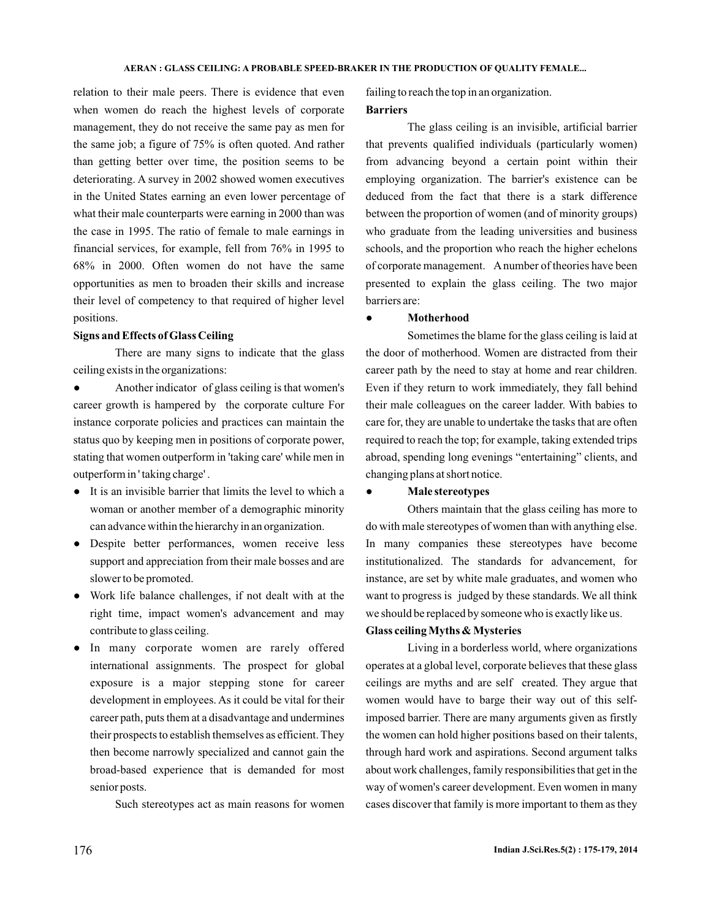relation to their male peers. There is evidence that even when women do reach the highest levels of corporate management, they do not receive the same pay as men for the same job; a figure of 75% is often quoted. And rather than getting better over time, the position seems to be deteriorating. A survey in 2002 showed women executives in the United States earning an even lower percentage of what their male counterparts were earning in 2000 than was the case in 1995. The ratio of female to male earnings in financial services, for example, fell from 76% in 1995 to 68% in 2000. Often women do not have the same opportunities as men to broaden their skills and increase their level of competency to that required of higher level positions.

**Signs and Effects of Glass Ceiling**

There are many signs to indicate that the glass ceiling exists in the organizations:

- Another indicator of glass ceiling is that women's career growth is hampered by the corporate culture For instance corporate policies and practices can maintain the status quo by keeping men in positions of corporate power, stating that women outperform in 'taking care' while men in outperform in ' taking charge' .
- It is an invisible barrier that limits the level to which a woman or another member of a demographic minority can advance within the hierarchy in an organization.
- Despite better performances, women receive less support and appreciation from their male bosses and are slower to be promoted.
- Work life balance challenges, if not dealt with at the right time, impact women's advancement and may contribute to glass ceiling.
- In many corporate women are rarely offered international assignments. The prospect for global exposure is a major stepping stone for career development in employees. As it could be vital for their career path, puts them at a disadvantage and undermines their prospects to establish themselves as efficient. They then become narrowly specialized and cannot gain the broad-based experience that is demanded for most senior posts.

Such stereotypes act as main reasons for women failing to reach the top in an organization.

**Barriers**

The glass ceiling is an invisible, artificial barrier that prevents qualified individuals (particularly women) from advancing beyond a certain point within their employing organization. The barrier's existence can be deduced from the fact that there is a stark difference between the proportion of women (and of minority groups) who graduate from the leading universities and business schools, and the proportion who reach the higher echelons of corporate management. A number of theories have been presented to explain the glass ceiling. The two major barriers are:

- **Motherhood**

Sometimes the blame for the glass ceiling is laid at the door of motherhood. Women are distracted from their career path by the need to stay at home and rear children. Even if they return to work immediately, they fall behind their male colleagues on the career ladder. With babies to care for, they are unable to undertake the tasks that are often required to reach the top; for example, taking extended trips abroad, spending long evenings "entertaining" clients, and changing plans at short notice.

- **Male stereotypes**

Others maintain that the glass ceiling has more to do with male stereotypes of women than with anything else. In many companies these stereotypes have become institutionalized. The standards for advancement, for instance, are set by white male graduates, and women who want to progress is judged by these standards. We all think we should be replaced by someone who is exactly like us.

**Glass ceiling Myths & Mysteries**

Living in a borderless world, where organizations operates at a global level, corporate believes that these glass ceilings are myths and are self created. They argue that women would have to barge their way out of this self-imposed barrier. There are many arguments given as firstly the women can hold higher positions based on their talents, through hard work and aspirations. Second argument talks about work challenges, family responsibilities that get in the way of women's career development. Even women in many cases discover that family is more important to them as they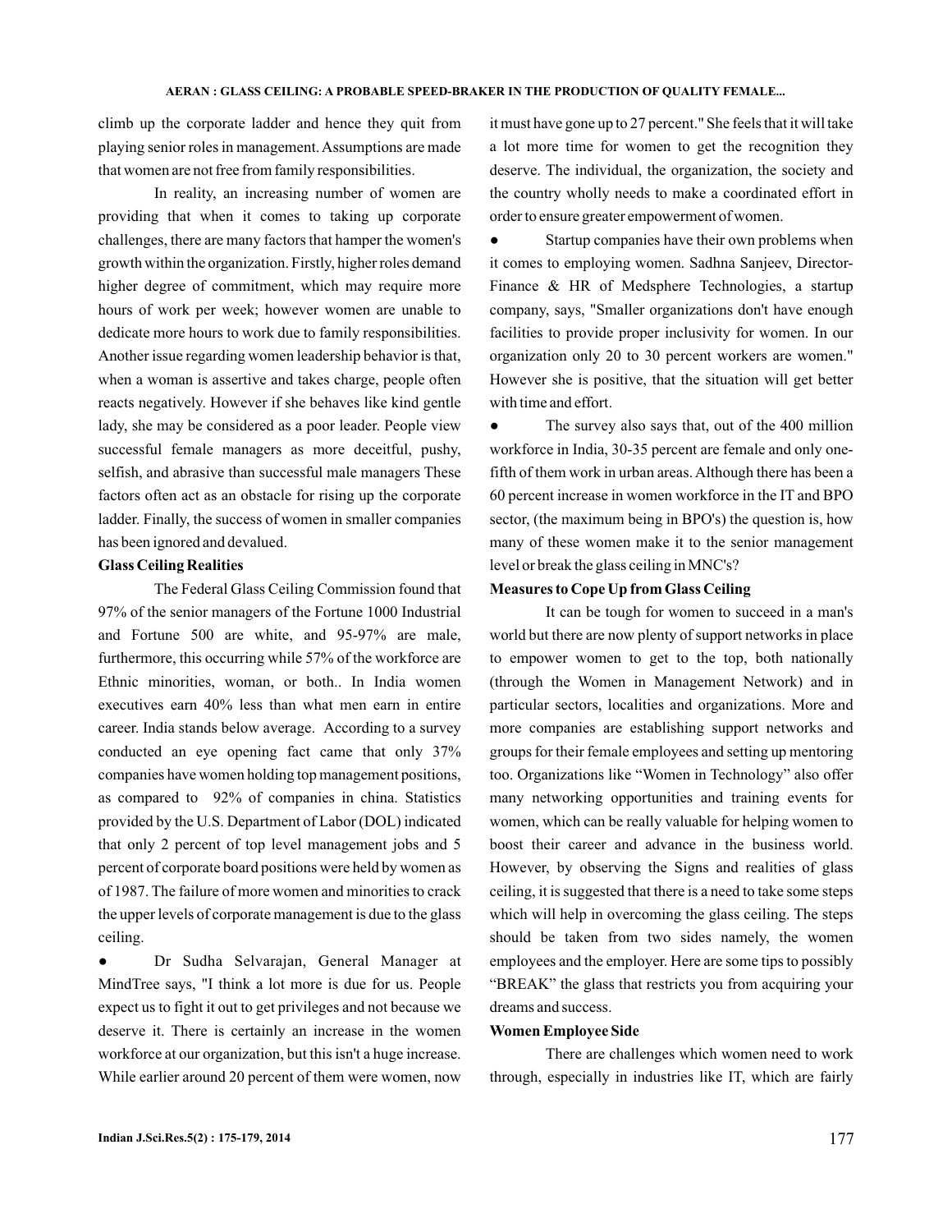climb up the corporate ladder and hence they quit from playing senior roles in management. Assumptions are made that women are not free from family responsibilities.

In reality, an increasing number of women are providing that when it comes to taking up corporate challenges, there are many factors that hamper the women's growth within the organization. Firstly, higher roles demand higher degree of commitment, which may require more hours of work per week; however women are unable to dedicate more hours to work due to family responsibilities. Another issue regarding women leadership behavior is that, when a woman is assertive and takes charge, people often reacts negatively. However if she behaves like kind gentle lady, she may be considered as a poor leader. People view successful female managers as more deceitful, pushy, selfish, and abrasive than successful male managers These factors often act as an obstacle for rising up the corporate ladder. Finally, the success of women in smaller companies has been ignored and devalued.

**Glass Ceiling Realities**

The Federal Glass Ceiling Commission found that 97% of the senior managers of the Fortune 1000 Industrial and Fortune 500 are white, and 95-97% are male, furthermore, this occurring while 57% of the workforce are Ethnic minorities, woman, or both.. In India women executives earn 40% less than what men earn in entire career. India stands below average. According to a survey conducted an eye opening fact came that only 37% companies have women holding top management positions, as compared to 92% of companies in china. Statistics provided by the U.S. Department of Labor (DOL) indicated that only 2 percent of top level management jobs and 5 percent of corporate board positions were held by women as of 1987. The failure of more women and minorities to crack the upper levels of corporate management is due to the glass ceiling.

- Dr Sudha Selvarajan, General Manager at MindTree says, "I think a lot more is due for us. People expect us to fight it out to get privileges and not because we deserve it. There is certainly an increase in the women workforce at our organization, but this isn't a huge increase. While earlier around 20 percent of them were women, now it must have gone up to 27 percent." She feels that it will take a lot more time for women to get the recognition they deserve. The individual, the organization, the society and the country wholly needs to make a coordinated effort in order to ensure greater empowerment of women.
- Startup companies have their own problems when it comes to employing women. Sadhna Sanjeev, Director-Finance & HR of Medsphere Technologies, a startup company, says, "Smaller organizations don't have enough facilities to provide proper inclusivity for women. In our organization only 20 to 30 percent workers are women." However she is positive, that the situation will get better with time and effort.
- The survey also says that, out of the 400 million workforce in India, 30-35 percent are female and only one-fifth of them work in urban areas. Although there has been a 60 percent increase in women workforce in the IT and BPO sector, (the maximum being in BPO's) the question is, how many of these women make it to the senior management level or break the glass ceiling in MNC's?

**Measures to Cope Up from Glass Ceiling**

It can be tough for women to succeed in a man's world but there are now plenty of support networks in place to empower women to get to the top, both nationally (through the Women in Management Network) and in particular sectors, localities and organizations. More and more companies are establishing support networks and groups for their female employees and setting up mentoring too. Organizations like "Women in Technology" also offer many networking opportunities and training events for women, which can be really valuable for helping women to boost their career and advance in the business world. However, by observing the Signs and realities of glass ceiling, it is suggested that there is a need to take some steps which will help in overcoming the glass ceiling. The steps should be taken from two sides namely, the women employees and the employer. Here are some tips to possibly "BREAK" the glass that restricts you from acquiring your dreams and success.

**Women Employee Side**

There are challenges which women need to work through, especially in industries like IT, which are fairly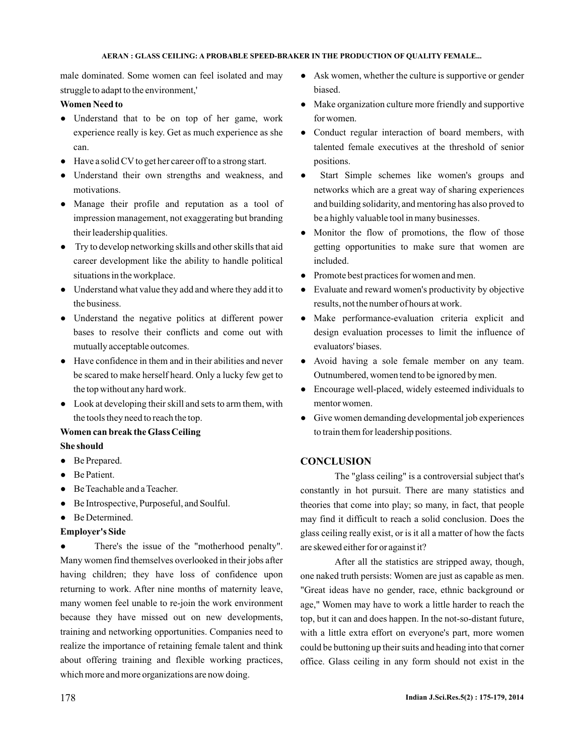male dominated. Some women can feel isolated and may struggle to adapt to the environment,'

**Women Need to**

- Understand that to be on top of her game, work experience really is key. Get as much experience as she can.
- Have a solid CV to get her career off to a strong start.
- Understand their own strengths and weakness, and motivations.
- Manage their profile and reputation as a tool of impression management, not exaggerating but branding their leadership qualities.
- Try to develop networking skills and other skills that aid career development like the ability to handle political situations in the workplace.
- Understand what value they add and where they add it to the business.
- Understand the negative politics at different power bases to resolve their conflicts and come out with mutually acceptable outcomes.
- Have confidence in them and in their abilities and never be scared to make herself heard. Only a lucky few get to the top without any hard work.
- Look at developing their skill and sets to arm them, with the tools they need to reach the top.

**Women can break the Glass Ceiling**

**She should**

- Be Prepared.
- Be Patient.
- Be Teachable and a Teacher.
- Be Introspective, Purposeful, and Soulful.
- Be Determined.

**Employer's Side**

- There's the issue of the "motherhood penalty". Many women find themselves overlooked in their jobs after having children; they have loss of confidence upon returning to work. After nine months of maternity leave, many women feel unable to re-join the work environment because they have missed out on new developments, training and networking opportunities. Companies need to realize the importance of retaining female talent and think about offering training and flexible working practices, which more and more organizations are now doing.
- Ask women, whether the culture is supportive or gender biased.
- Make organization culture more friendly and supportive for women.
- Conduct regular interaction of board members, with talented female executives at the threshold of senior positions.
- Start Simple schemes like women's groups and networks which are a great way of sharing experiences and building solidarity, and mentoring has also proved to be a highly valuable tool in many businesses.
- Monitor the flow of promotions, the flow of those getting opportunities to make sure that women are included.
- Promote best practices for women and men.
- Evaluate and reward women's productivity by objective results, not the number of hours at work.
- Make performance-evaluation criteria explicit and design evaluation processes to limit the influence of evaluators' biases.
- Avoid having a sole female member on any team. Outnumbered, women tend to be ignored by men.
- Encourage well-placed, widely esteemed individuals to mentor women.
- Give women demanding developmental job experiences to train them for leadership positions.

## CONCLUSION

The "glass ceiling" is a controversial subject that's constantly in hot pursuit. There are many statistics and theories that come into play; so many, in fact, that people may find it difficult to reach a solid conclusion. Does the glass ceiling really exist, or is it all a matter of how the facts are skewed either for or against it?

After all the statistics are stripped away, though, one naked truth persists: Women are just as capable as men. "Great ideas have no gender, race, ethnic background or age," Women may have to work a little harder to reach the top, but it can and does happen. In the not-so-distant future, with a little extra effort on everyone's part, more women could be buttoning up their suits and heading into that corner office. Glass ceiling in any form should not exist in the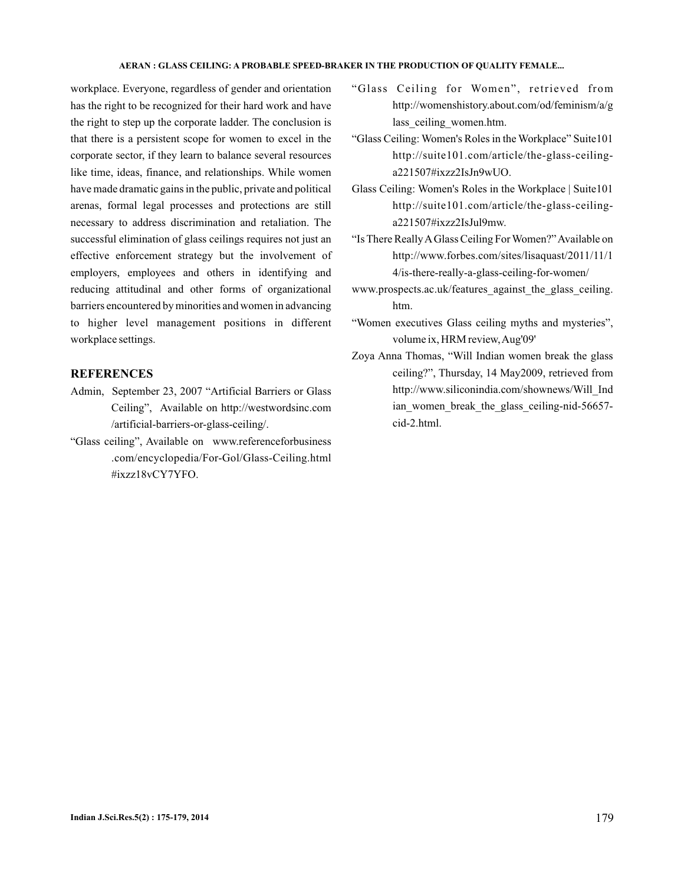workplace. Everyone, regardless of gender and orientation has the right to be recognized for their hard work and have the right to step up the corporate ladder. The conclusion is that there is a persistent scope for women to excel in the corporate sector, if they learn to balance several resources like time, ideas, finance, and relationships. While women have made dramatic gains in the public, private and political arenas, formal legal processes and protections are still necessary to address discrimination and retaliation. The successful elimination of glass ceilings requires not just an effective enforcement strategy but the involvement of employers, employees and others in identifying and reducing attitudinal and other forms of organizational barriers encountered by minorities and women in advancing to higher level management positions in different workplace settings.

## REFERENCES

Admin, September 23, 2007 "Artificial Barriers or Glass Ceiling", Available on http://westwordsinc.com /artificial-barriers-or-glass-ceiling/.

"Glass ceiling", Available on www.referenceforbusiness .com/encyclopedia/For-Gol/Glass-Ceiling.html #ixzz18vCY7YFO.

"Glass Ceiling for Women", retrieved from http://womenshistory.about.com/od/feminism/a/glass_ceiling_women.htm.

"Glass Ceiling: Women's Roles in the Workplace" Suite101 http://suite101.com/article/the-glass-ceiling-a221507#ixzz2IsJn9wUO.

Glass Ceiling: Women's Roles in the Workplace | Suite101 http://suite101.com/article/the-glass-ceiling-a221507#ixzz2IsJul9mw.

"Is There Really A Glass Ceiling For Women?" Available on http://www.forbes.com/sites/lisaquast/2011/11/14/is-there-really-a-glass-ceiling-for-women/

www.prospects.ac.uk/features_against_the_glass_ceiling.htm.

"Women executives Glass ceiling myths and mysteries", volume ix, HRM review, Aug'09'

Zoya Anna Thomas, "Will Indian women break the glass ceiling?", Thursday, 14 May2009, retrieved from http://www.siliconindia.com/shownews/Will_Indian_women_break_the_glass_ceiling-nid-56657-cid-2.html.